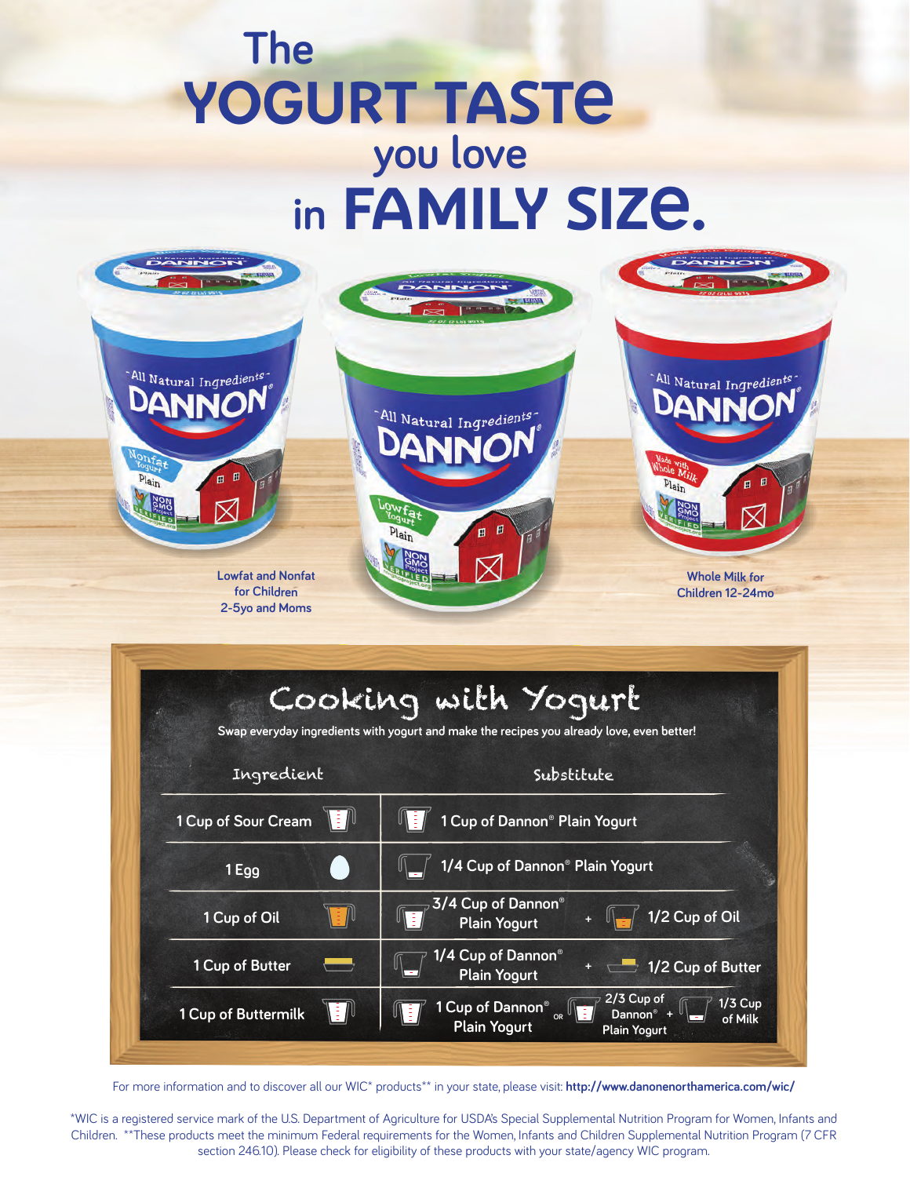# The YOGURT TASTE you love in FAMILY SIZE.

Lowfat and Nonfat for Children 2-5yo and Moms

Whole Milk for Children 12-24mo

## Cooking with Yogurt

Swap everyday ingredients with yogurt and make the recipes you already love, even better!

| Ingredient | Substitute |
| --- | --- |
| 1 Cup of Sour Cream | 1 Cup of Dannon® Plain Yogurt |
| 1 Egg | 1/4 Cup of Dannon® Plain Yogurt |
| 1 Cup of Oil | 3/4 Cup of Dannon® Plain Yogurt + 1/2 Cup of Oil |
| 1 Cup of Butter | 1/4 Cup of Dannon® Plain Yogurt + 1/2 Cup of Butter |
| 1 Cup of Buttermilk | 1 Cup of Dannon® Plain Yogurt OR 2/3 Cup of Dannon® Plain Yogurt + 1/3 Cup of Milk |

For more information and to discover all our WIC* products** in your state, please visit: **http://www.danonenorthamerica.com/wic/**

*WIC is a registered service mark of the U.S. Department of Agriculture for USDA's Special Supplemental Nutrition Program for Women, Infants and Children. **These products meet the minimum Federal requirements for the Women, Infants and Children Supplemental Nutrition Program (7 CFR section 246.10). Please check for eligibility of these products with your state/agency WIC program.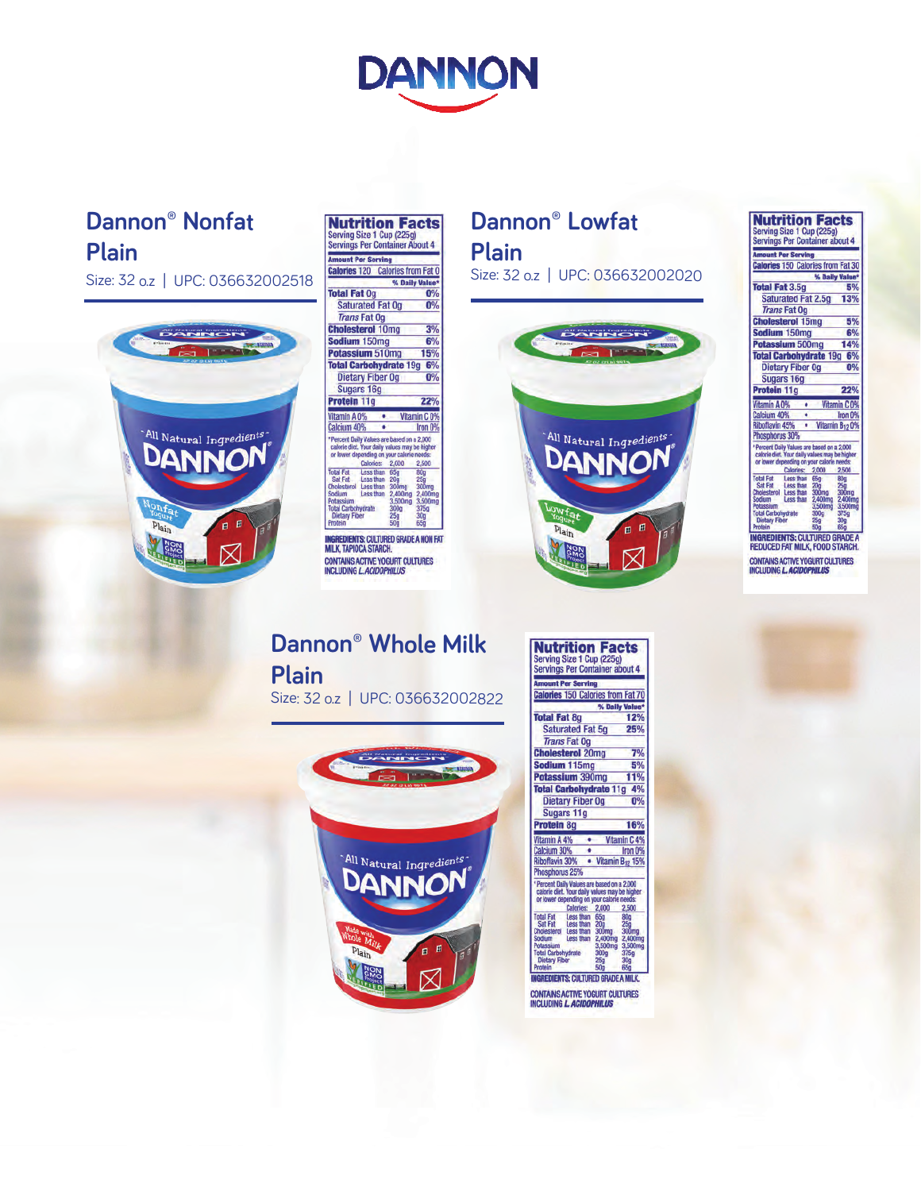# DANNON

## Dannon® Nonfat Plain

Size: 32 oz | UPC: 036632002518

**Nutrition Facts**
Serving Size 1 Cup (225g)
Servings Per Container About 4

| Amount Per Serving | |
|---|---|
| **Calories** 120 Calories from Fat 0 | |
| | % Daily Value* |
| **Total Fat** 0g | 0% |
| Saturated Fat 0g | 0% |
| *Trans* Fat 0g | |
| **Cholesterol** 10mg | 3% |
| **Sodium** 150mg | 6% |
| **Potassium** 510mg | 15% |
| **Total Carbohydrate** 19g | 6% |
| Dietary Fiber 0g | 0% |
| Sugars 16g | |
| **Protein** 11g | 22% |

Vitamin A 0% • Vitamin C 0%
Calcium 40% • Iron 0%

*Percent Daily Values are based on a 2,000 calorie diet. Your daily values may be higher or lower depending on your calorie needs:

| | | Calories: 2,000 | 2,500 |
|---|---|---|---|
| Total Fat | Less than | 65g | 80g |
| Sat Fat | Less than | 20g | 25g |
| Cholesterol | Less than | 300mg | 300mg |
| Sodium | Less than | 2,400mg | 2,400mg |
| Potassium | | 3,500mg | 3,500mg |
| Total Carbohydrate | | 300g | 375g |
| Dietary Fiber | | 25g | 30g |
| Protein | | 50g | 65g |

**INGREDIENTS:** CULTURED GRADE A NON FAT MILK, TAPIOCA STARCH.

CONTAINS ACTIVE YOGURT CULTURES INCLUDING *L. ACIDOPHILUS*

## Dannon® Lowfat Plain

Size: 32 oz | UPC: 036632002020

**Nutrition Facts**
Serving Size 1 Cup (225g)
Servings Per Container about 4

| Amount Per Serving | |
|---|---|
| **Calories** 150 Calories from Fat 30 | |
| | % Daily Value* |
| **Total Fat** 3.5g | 5% |
| Saturated Fat 2.5g | 13% |
| *Trans* Fat 0g | |
| **Cholesterol** 15mg | 5% |
| **Sodium** 150mg | 6% |
| **Potassium** 500mg | 14% |
| **Total Carbohydrate** 19g | 6% |
| Dietary Fiber 0g | 0% |
| Sugars 16g | |
| **Protein** 11g | 22% |

Vitamin A 0% • Vitamin C 0%
Calcium 40% • Iron 0%
Riboflavin 45% • Vitamin $B_{12}$ 0%
Phosphorus 30%

*Percent Daily Values are based on a 2,000 calorie diet. Your daily values may be higher or lower depending on your calorie needs:

| | | Calories: 2,000 | 2,500 |
|---|---|---|---|
| Total Fat | Less than | 65g | 80g |
| Sat Fat | Less than | 20g | 25g |
| Cholesterol | Less than | 300mg | 300mg |
| Sodium | Less than | 2,400mg | 2,400mg |
| Potassium | | 3,500mg | 3,500mg |
| Total Carbohydrate | | 300g | 375g |
| Dietary Fiber | | 25g | 30g |
| Protein | | 50g | 65g |

**INGREDIENTS:** CULTURED GRADE A REDUCED FAT MILK, FOOD STARCH.

CONTAINS ACTIVE YOGURT CULTURES INCLUDING *L. ACIDOPHILUS*

## Dannon® Whole Milk Plain

Size: 32 oz | UPC: 036632002822

**Nutrition Facts**
Serving Size 1 Cup (225g)
Servings Per Container about 4

| Amount Per Serving | |
|---|---|
| **Calories** 150 Calories from Fat 70 | |
| | % Daily Value* |
| **Total Fat** 8g | 12% |
| Saturated Fat 5g | 25% |
| *Trans* Fat 0g | |
| **Cholesterol** 20mg | 7% |
| **Sodium** 115mg | 5% |
| **Potassium** 390mg | 11% |
| **Total Carbohydrate** 11g | 4% |
| Dietary Fiber 0g | 0% |
| Sugars 11g | |
| **Protein** 8g | 16% |

Vitamin A 4% • Vitamin C 4%
Calcium 30% • Iron 0%
Riboflavin 30% • Vitamin $B_{12}$ 15%
Phosphorus 25%

*Percent Daily Values are based on a 2,000 calorie diet. Your daily values may be higher or lower depending on your calorie needs:

| | | Calories: 2,000 | 2,500 |
|---|---|---|---|
| Total Fat | Less than | 65g | 80g |
| Sat Fat | Less than | 20g | 25g |
| Cholesterol | Less than | 300mg | 300mg |
| Sodium | Less than | 2,400mg | 2,400mg |
| Potassium | | 3,500mg | 3,500mg |
| Total Carbohydrate | | 300g | 375g |
| Dietary Fiber | | 25g | 30g |
| Protein | | 50g | 65g |

**INGREDIENTS:** CULTURED GRADE A MILK.

CONTAINS ACTIVE YOGURT CULTURES INCLUDING *L. ACIDOPHILUS*